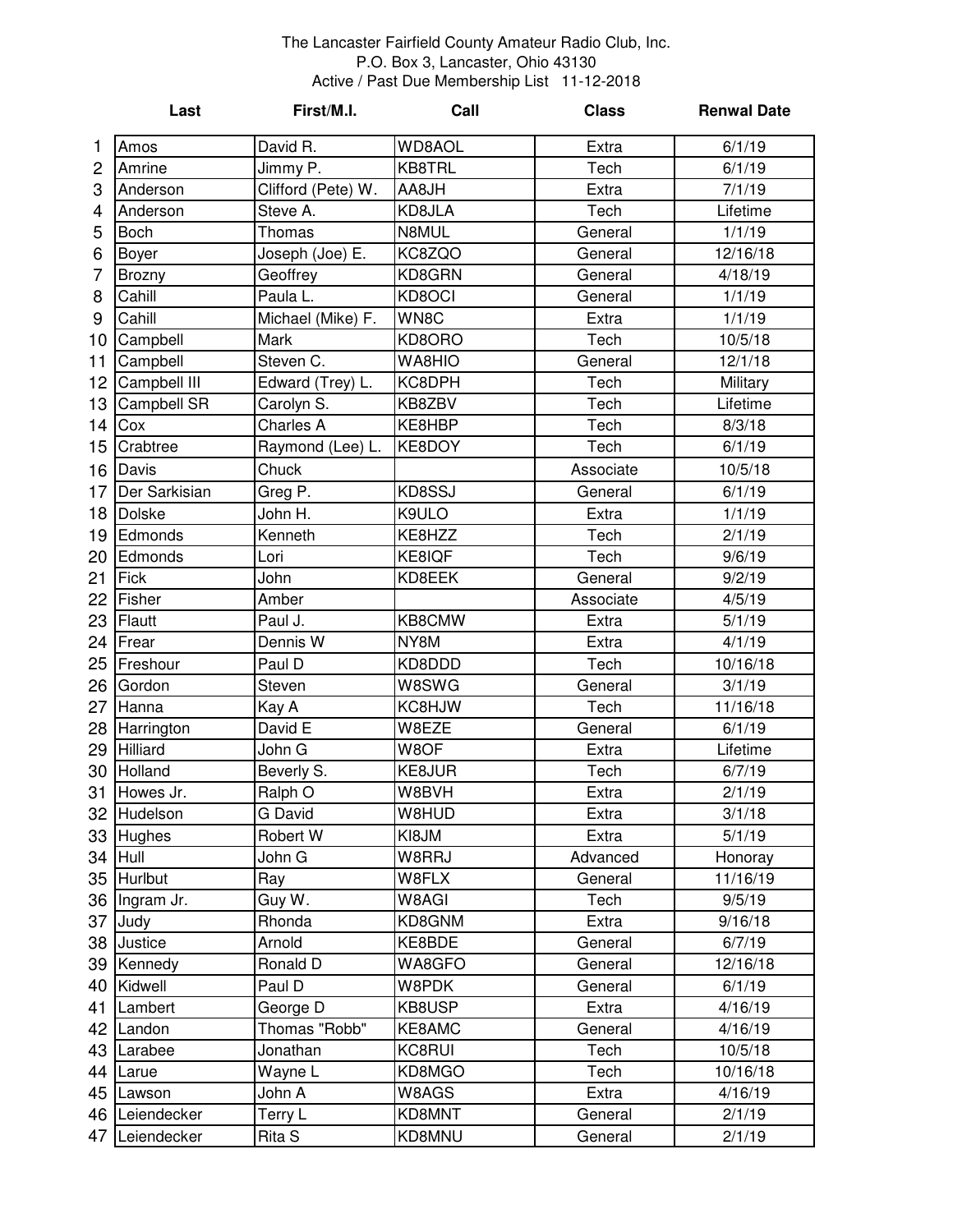The Lancaster Fairfield County Amateur Radio Club, Inc.
P.O. Box 3, Lancaster, Ohio 43130
Active / Past Due Membership List 11-12-2018

| | Last | First/M.I. | Call | Class | Renwal Date |
|---|---|---|---|---|---|
| 1 | Amos | David R. | WD8AOL | Extra | 6/1/19 |
| 2 | Amrine | Jimmy P. | KB8TRL | Tech | 6/1/19 |
| 3 | Anderson | Clifford (Pete) W. | AA8JH | Extra | 7/1/19 |
| 4 | Anderson | Steve A. | KD8JLA | Tech | Lifetime |
| 5 | Boch | Thomas | N8MUL | General | 1/1/19 |
| 6 | Boyer | Joseph (Joe) E. | KC8ZQO | General | 12/16/18 |
| 7 | Brozny | Geoffrey | KD8GRN | General | 4/18/19 |
| 8 | Cahill | Paula L. | KD8OCI | General | 1/1/19 |
| 9 | Cahill | Michael (Mike) F. | WN8C | Extra | 1/1/19 |
| 10 | Campbell | Mark | KD8ORO | Tech | 10/5/18 |
| 11 | Campbell | Steven C. | WA8HIO | General | 12/1/18 |
| 12 | Campbell III | Edward (Trey) L. | KC8DPH | Tech | Military |
| 13 | Campbell SR | Carolyn S. | KB8ZBV | Tech | Lifetime |
| 14 | Cox | Charles A | KE8HBP | Tech | 8/3/18 |
| 15 | Crabtree | Raymond (Lee) L. | KE8DOY | Tech | 6/1/19 |
| 16 | Davis | Chuck | | Associate | 10/5/18 |
| 17 | Der Sarkisian | Greg P. | KD8SSJ | General | 6/1/19 |
| 18 | Dolske | John H. | K9ULO | Extra | 1/1/19 |
| 19 | Edmonds | Kenneth | KE8HZZ | Tech | 2/1/19 |
| 20 | Edmonds | Lori | KE8IQF | Tech | 9/6/19 |
| 21 | Fick | John | KD8EEK | General | 9/2/19 |
| 22 | Fisher | Amber | | Associate | 4/5/19 |
| 23 | Flautt | Paul J. | KB8CMW | Extra | 5/1/19 |
| 24 | Frear | Dennis W | NY8M | Extra | 4/1/19 |
| 25 | Freshour | Paul D | KD8DDD | Tech | 10/16/18 |
| 26 | Gordon | Steven | W8SWG | General | 3/1/19 |
| 27 | Hanna | Kay A | KC8HJW | Tech | 11/16/18 |
| 28 | Harrington | David E | W8EZE | General | 6/1/19 |
| 29 | Hilliard | John G | W8OF | Extra | Lifetime |
| 30 | Holland | Beverly S. | KE8JUR | Tech | 6/7/19 |
| 31 | Howes Jr. | Ralph O | W8BVH | Extra | 2/1/19 |
| 32 | Hudelson | G David | W8HUD | Extra | 3/1/18 |
| 33 | Hughes | Robert W | KI8JM | Extra | 5/1/19 |
| 34 | Hull | John G | W8RRJ | Advanced | Honoray |
| 35 | Hurlbut | Ray | W8FLX | General | 11/16/19 |
| 36 | Ingram Jr. | Guy W. | W8AGI | Tech | 9/5/19 |
| 37 | Judy | Rhonda | KD8GNM | Extra | 9/16/18 |
| 38 | Justice | Arnold | KE8BDE | General | 6/7/19 |
| 39 | Kennedy | Ronald D | WA8GFO | General | 12/16/18 |
| 40 | Kidwell | Paul D | W8PDK | General | 6/1/19 |
| 41 | Lambert | George D | KB8USP | Extra | 4/16/19 |
| 42 | Landon | Thomas "Robb" | KE8AMC | General | 4/16/19 |
| 43 | Larabee | Jonathan | KC8RUI | Tech | 10/5/18 |
| 44 | Larue | Wayne L | KD8MGO | Tech | 10/16/18 |
| 45 | Lawson | John A | W8AGS | Extra | 4/16/19 |
| 46 | Leiendecker | Terry L | KD8MNT | General | 2/1/19 |
| 47 | Leiendecker | Rita S | KD8MNU | General | 2/1/19 |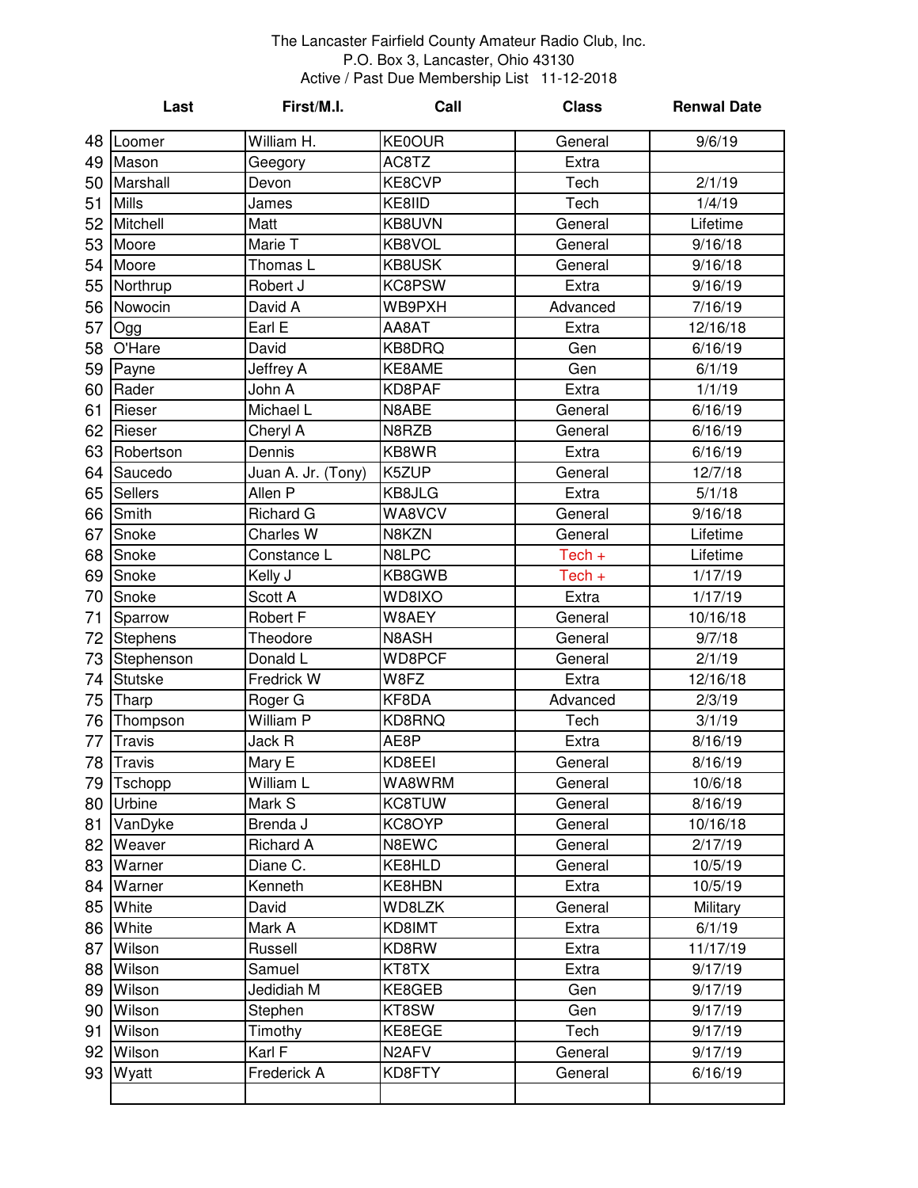The Lancaster Fairfield County Amateur Radio Club, Inc.
P.O. Box 3, Lancaster, Ohio 43130
Active / Past Due Membership List 11-12-2018

| | Last | First/M.I. | Call | Class | Renwal Date |
|---|---|---|---|---|---|
| 48 | Loomer | William H. | KE0OUR | General | 9/6/19 |
| 49 | Mason | Geegory | AC8TZ | Extra | |
| 50 | Marshall | Devon | KE8CVP | Tech | 2/1/19 |
| 51 | Mills | James | KE8IID | Tech | 1/4/19 |
| 52 | Mitchell | Matt | KB8UVN | General | Lifetime |
| 53 | Moore | Marie T | KB8VOL | General | 9/16/18 |
| 54 | Moore | Thomas L | KB8USK | General | 9/16/18 |
| 55 | Northrup | Robert J | KC8PSW | Extra | 9/16/19 |
| 56 | Nowocin | David A | WB9PXH | Advanced | 7/16/19 |
| 57 | Ogg | Earl E | AA8AT | Extra | 12/16/18 |
| 58 | O'Hare | David | KB8DRQ | Gen | 6/16/19 |
| 59 | Payne | Jeffrey A | KE8AME | Gen | 6/1/19 |
| 60 | Rader | John A | KD8PAF | Extra | 1/1/19 |
| 61 | Rieser | Michael L | N8ABE | General | 6/16/19 |
| 62 | Rieser | Cheryl A | N8RZB | General | 6/16/19 |
| 63 | Robertson | Dennis | KB8WR | Extra | 6/16/19 |
| 64 | Saucedo | Juan A. Jr. (Tony) | K5ZUP | General | 12/7/18 |
| 65 | Sellers | Allen P | KB8JLG | Extra | 5/1/18 |
| 66 | Smith | Richard G | WA8VCV | General | 9/16/18 |
| 67 | Snoke | Charles W | N8KZN | General | Lifetime |
| 68 | Snoke | Constance L | N8LPC | Tech + | Lifetime |
| 69 | Snoke | Kelly J | KB8GWB | Tech + | 1/17/19 |
| 70 | Snoke | Scott A | WD8IXO | Extra | 1/17/19 |
| 71 | Sparrow | Robert F | W8AEY | General | 10/16/18 |
| 72 | Stephens | Theodore | N8ASH | General | 9/7/18 |
| 73 | Stephenson | Donald L | WD8PCF | General | 2/1/19 |
| 74 | Stutske | Fredrick W | W8FZ | Extra | 12/16/18 |
| 75 | Tharp | Roger G | KF8DA | Advanced | 2/3/19 |
| 76 | Thompson | William P | KD8RNQ | Tech | 3/1/19 |
| 77 | Travis | Jack R | AE8P | Extra | 8/16/19 |
| 78 | Travis | Mary E | KD8EEI | General | 8/16/19 |
| 79 | Tschopp | William L | WA8WRM | General | 10/6/18 |
| 80 | Urbine | Mark S | KC8TUW | General | 8/16/19 |
| 81 | VanDyke | Brenda J | KC8OYP | General | 10/16/18 |
| 82 | Weaver | Richard A | N8EWC | General | 2/17/19 |
| 83 | Warner | Diane C. | KE8HLD | General | 10/5/19 |
| 84 | Warner | Kenneth | KE8HBN | Extra | 10/5/19 |
| 85 | White | David | WD8LZK | General | Military |
| 86 | White | Mark A | KD8IMT | Extra | 6/1/19 |
| 87 | Wilson | Russell | KD8RW | Extra | 11/17/19 |
| 88 | Wilson | Samuel | KT8TX | Extra | 9/17/19 |
| 89 | Wilson | Jedidiah M | KE8GEB | Gen | 9/17/19 |
| 90 | Wilson | Stephen | KT8SW | Gen | 9/17/19 |
| 91 | Wilson | Timothy | KE8EGE | Tech | 9/17/19 |
| 92 | Wilson | Karl F | N2AFV | General | 9/17/19 |
| 93 | Wyatt | Frederick A | KD8FTY | General | 6/16/19 |
| | | | | | |